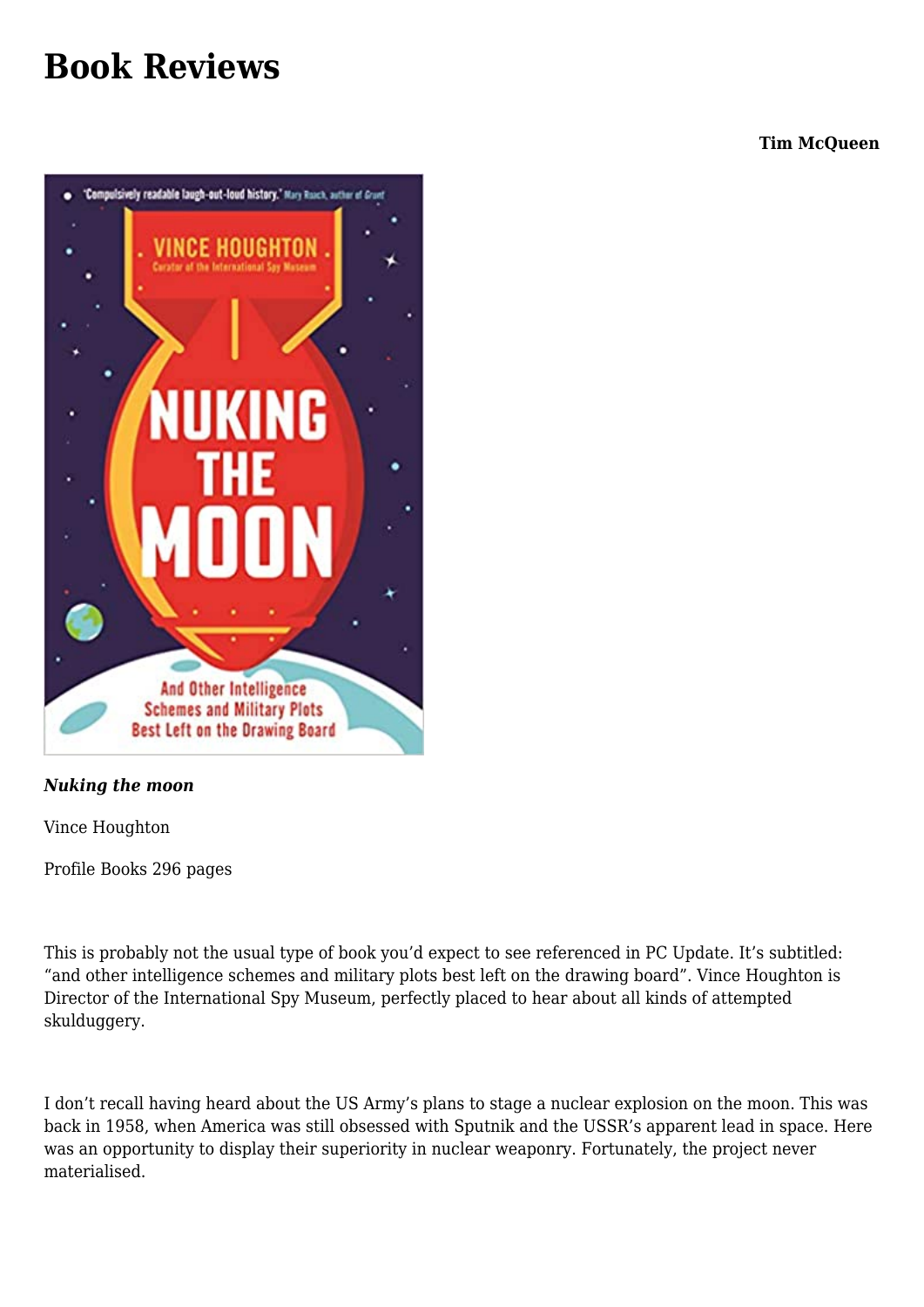# Book Reviews

**Tim McQueen**

***Nuking the moon***

Vince Houghton

Profile Books 296 pages

This is probably not the usual type of book you'd expect to see referenced in PC Update. It's subtitled: "and other intelligence schemes and military plots best left on the drawing board". Vince Houghton is Director of the International Spy Museum, perfectly placed to hear about all kinds of attempted skulduggery.

I don't recall having heard about the US Army's plans to stage a nuclear explosion on the moon. This was back in 1958, when America was still obsessed with Sputnik and the USSR's apparent lead in space. Here was an opportunity to display their superiority in nuclear weaponry. Fortunately, the project never materialised.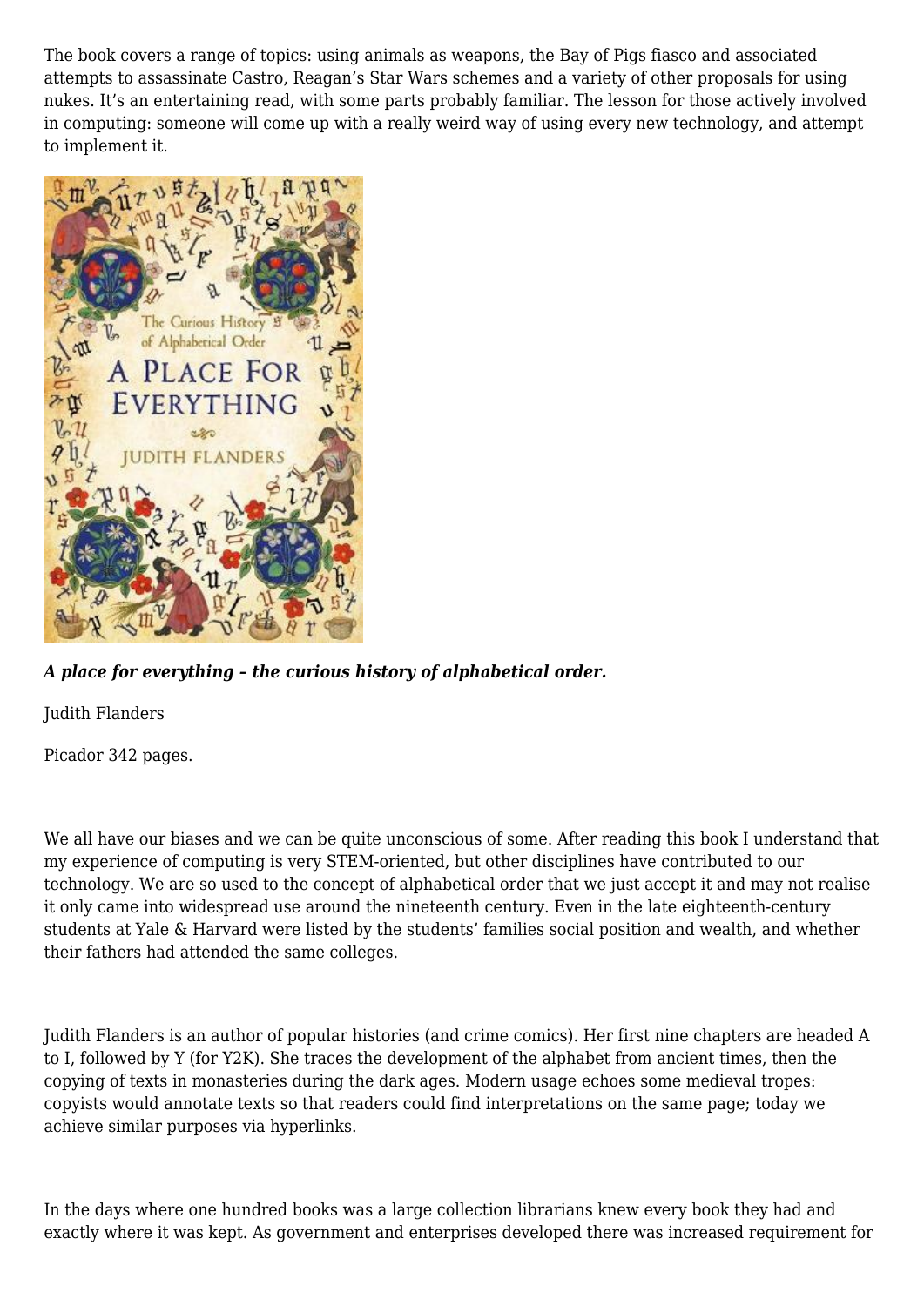The book covers a range of topics: using animals as weapons, the Bay of Pigs fiasco and associated attempts to assassinate Castro, Reagan's Star Wars schemes and a variety of other proposals for using nukes. It's an entertaining read, with some parts probably familiar. The lesson for those actively involved in computing: someone will come up with a really weird way of using every new technology, and attempt to implement it.

***A place for everything – the curious history of alphabetical order.***

Judith Flanders

Picador 342 pages.

We all have our biases and we can be quite unconscious of some. After reading this book I understand that my experience of computing is very STEM-oriented, but other disciplines have contributed to our technology. We are so used to the concept of alphabetical order that we just accept it and may not realise it only came into widespread use around the nineteenth century. Even in the late eighteenth-century students at Yale & Harvard were listed by the students' families social position and wealth, and whether their fathers had attended the same colleges.

Judith Flanders is an author of popular histories (and crime comics). Her first nine chapters are headed A to I, followed by Y (for Y2K). She traces the development of the alphabet from ancient times, then the copying of texts in monasteries during the dark ages. Modern usage echoes some medieval tropes: copyists would annotate texts so that readers could find interpretations on the same page; today we achieve similar purposes via hyperlinks.

In the days where one hundred books was a large collection librarians knew every book they had and exactly where it was kept. As government and enterprises developed there was increased requirement for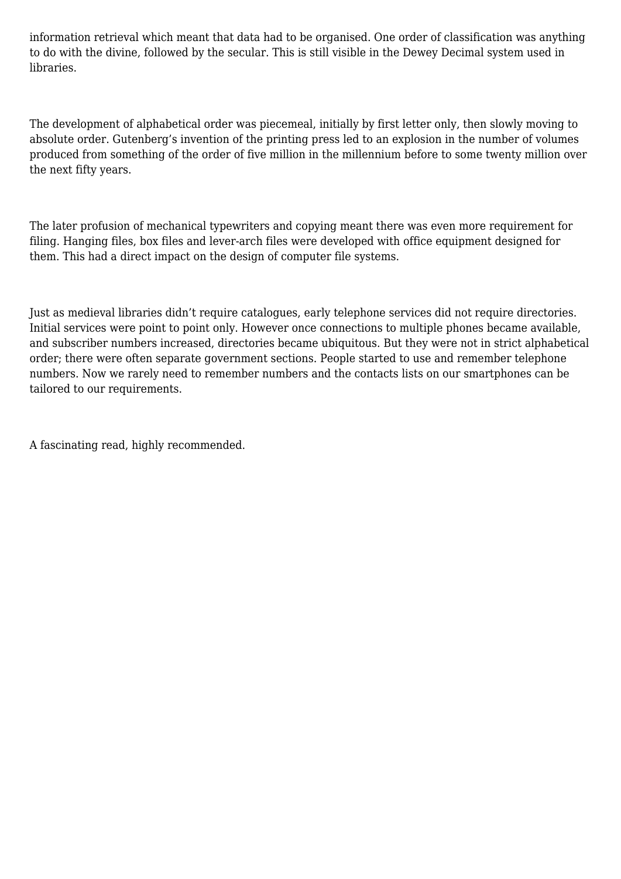information retrieval which meant that data had to be organised. One order of classification was anything to do with the divine, followed by the secular. This is still visible in the Dewey Decimal system used in libraries.

The development of alphabetical order was piecemeal, initially by first letter only, then slowly moving to absolute order. Gutenberg's invention of the printing press led to an explosion in the number of volumes produced from something of the order of five million in the millennium before to some twenty million over the next fifty years.

The later profusion of mechanical typewriters and copying meant there was even more requirement for filing. Hanging files, box files and lever-arch files were developed with office equipment designed for them. This had a direct impact on the design of computer file systems.

Just as medieval libraries didn't require catalogues, early telephone services did not require directories. Initial services were point to point only. However once connections to multiple phones became available, and subscriber numbers increased, directories became ubiquitous. But they were not in strict alphabetical order; there were often separate government sections. People started to use and remember telephone numbers. Now we rarely need to remember numbers and the contacts lists on our smartphones can be tailored to our requirements.

A fascinating read, highly recommended.